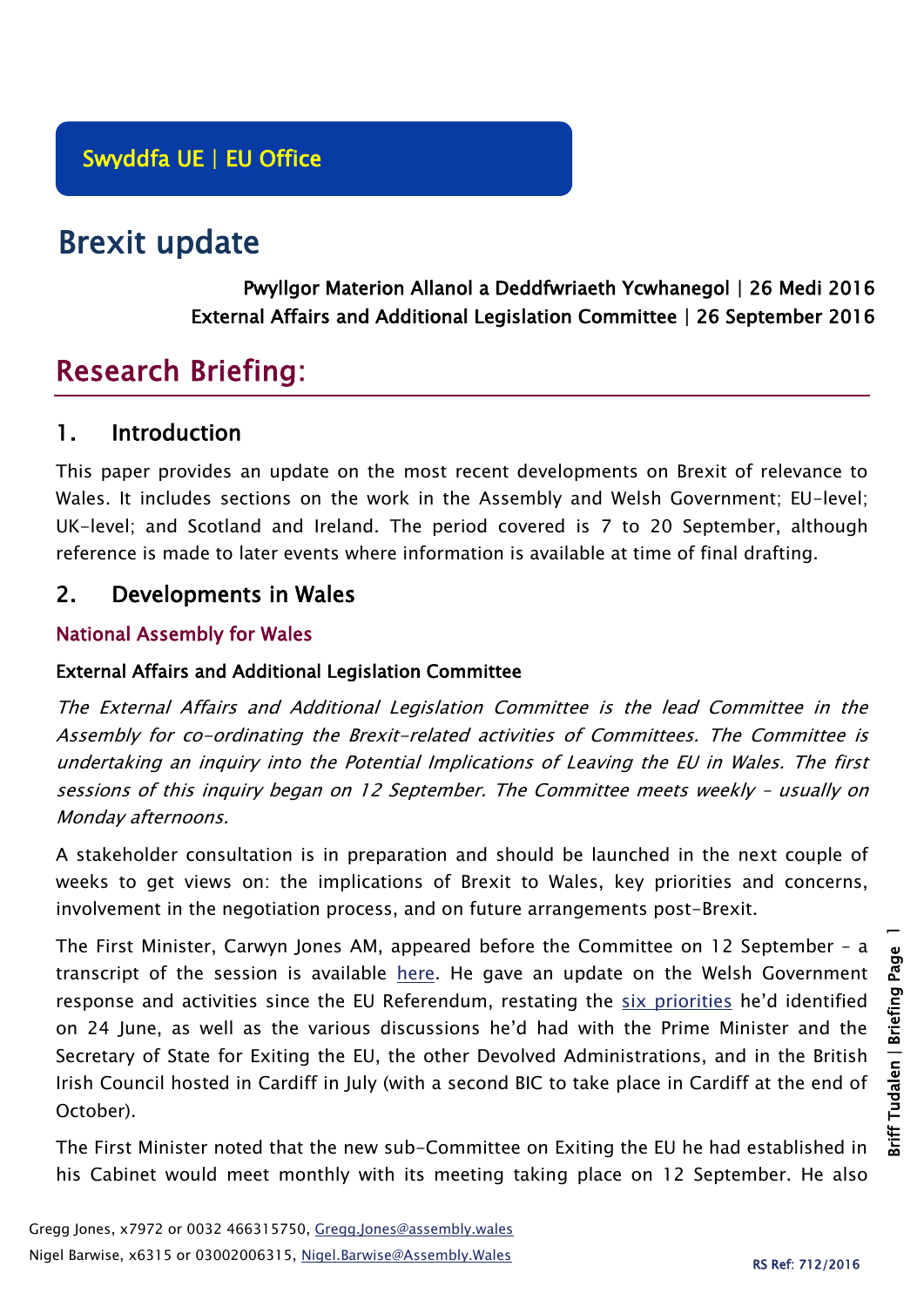Swyddfa UE | EU Office

# Brexit update

Pwyllgor Materion Allanol a Deddfwriaeth Ycwhanegol | 26 Medi 2016
External Affairs and Additional Legislation Committee | 26 September 2016

# Research Briefing:

## 1. Introduction

This paper provides an update on the most recent developments on Brexit of relevance to Wales. It includes sections on the work in the Assembly and Welsh Government; EU-level; UK-level; and Scotland and Ireland. The period covered is 7 to 20 September, although reference is made to later events where information is available at time of final drafting.

## 2. Developments in Wales

### National Assembly for Wales

#### External Affairs and Additional Legislation Committee

*The External Affairs and Additional Legislation Committee is the lead Committee in the Assembly for co-ordinating the Brexit-related activities of Committees. The Committee is undertaking an inquiry into the Potential Implications of Leaving the EU in Wales. The first sessions of this inquiry began on 12 September. The Committee meets weekly – usually on Monday afternoons.*

A stakeholder consultation is in preparation and should be launched in the next couple of weeks to get views on: the implications of Brexit to Wales, key priorities and concerns, involvement in the negotiation process, and on future arrangements post-Brexit.

The First Minister, Carwyn Jones AM, appeared before the Committee on 12 September – a transcript of the session is available here. He gave an update on the Welsh Government response and activities since the EU Referendum, restating the six priorities he'd identified on 24 June, as well as the various discussions he'd had with the Prime Minister and the Secretary of State for Exiting the EU, the other Devolved Administrations, and in the British Irish Council hosted in Cardiff in July (with a second BIC to take place in Cardiff at the end of October).

The First Minister noted that the new sub-Committee on Exiting the EU he had established in his Cabinet would meet monthly with its meeting taking place on 12 September. He also

Gregg Jones, x7972 or 0032 466315750, Gregg.Jones@assembly.wales
Nigel Barwise, x6315 or 03002006315, Nigel.Barwise@Assembly.Wales

RS Ref: 712/2016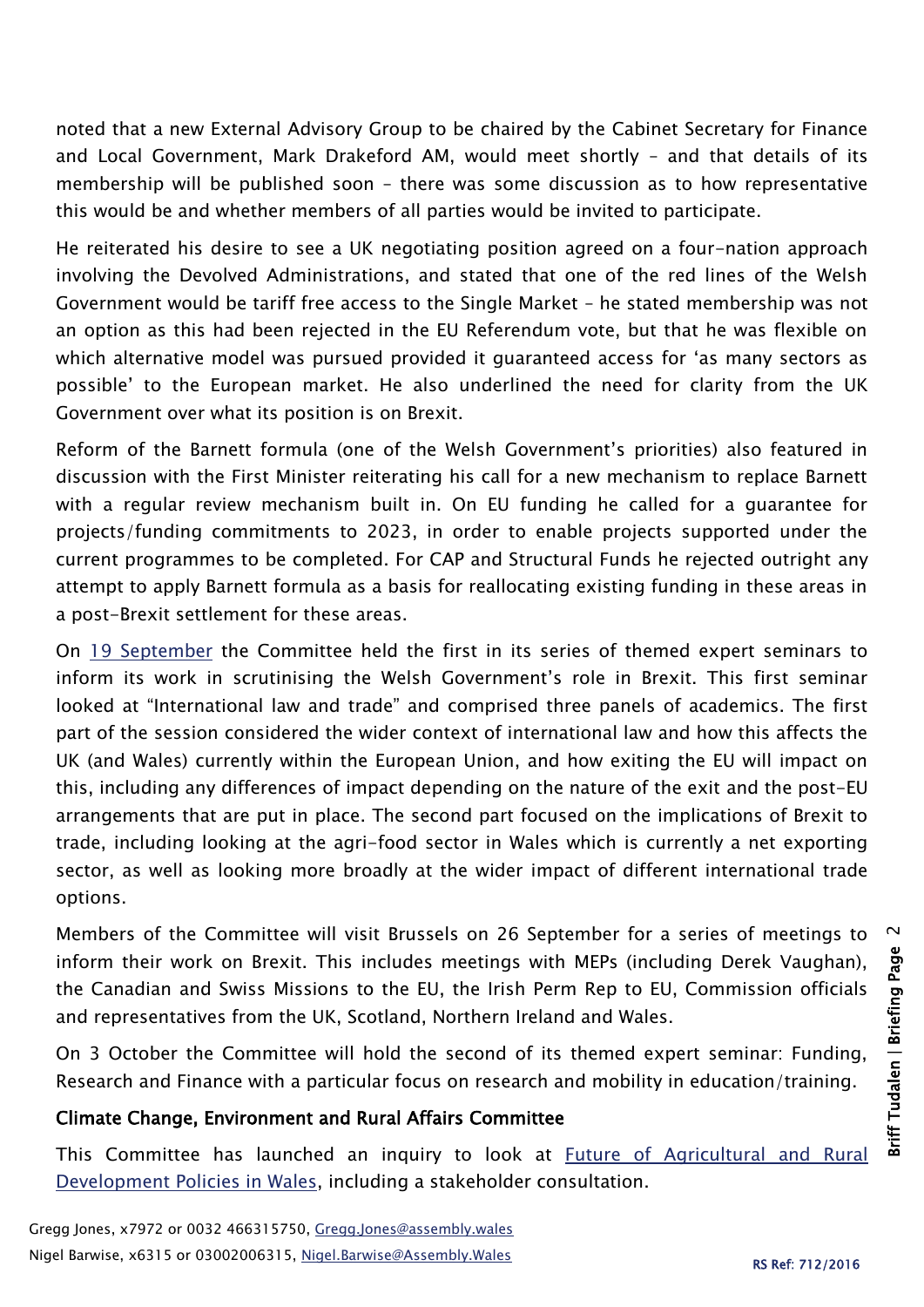noted that a new External Advisory Group to be chaired by the Cabinet Secretary for Finance and Local Government, Mark Drakeford AM, would meet shortly – and that details of its membership will be published soon – there was some discussion as to how representative this would be and whether members of all parties would be invited to participate.

He reiterated his desire to see a UK negotiating position agreed on a four-nation approach involving the Devolved Administrations, and stated that one of the red lines of the Welsh Government would be tariff free access to the Single Market – he stated membership was not an option as this had been rejected in the EU Referendum vote, but that he was flexible on which alternative model was pursued provided it guaranteed access for 'as many sectors as possible' to the European market. He also underlined the need for clarity from the UK Government over what its position is on Brexit.

Reform of the Barnett formula (one of the Welsh Government's priorities) also featured in discussion with the First Minister reiterating his call for a new mechanism to replace Barnett with a regular review mechanism built in. On EU funding he called for a guarantee for projects/funding commitments to 2023, in order to enable projects supported under the current programmes to be completed. For CAP and Structural Funds he rejected outright any attempt to apply Barnett formula as a basis for reallocating existing funding in these areas in a post-Brexit settlement for these areas.

On [19 September](#) the Committee held the first in its series of themed expert seminars to inform its work in scrutinising the Welsh Government's role in Brexit. This first seminar looked at "International law and trade" and comprised three panels of academics. The first part of the session considered the wider context of international law and how this affects the UK (and Wales) currently within the European Union, and how exiting the EU will impact on this, including any differences of impact depending on the nature of the exit and the post-EU arrangements that are put in place. The second part focused on the implications of Brexit to trade, including looking at the agri-food sector in Wales which is currently a net exporting sector, as well as looking more broadly at the wider impact of different international trade options.

Members of the Committee will visit Brussels on 26 September for a series of meetings to inform their work on Brexit. This includes meetings with MEPs (including Derek Vaughan), the Canadian and Swiss Missions to the EU, the Irish Perm Rep to EU, Commission officials and representatives from the UK, Scotland, Northern Ireland and Wales.

On 3 October the Committee will hold the second of its themed expert seminar: Funding, Research and Finance with a particular focus on research and mobility in education/training.

### Climate Change, Environment and Rural Affairs Committee

This Committee has launched an inquiry to look at [Future of Agricultural and Rural Development Policies in Wales](#), including a stakeholder consultation.

Gregg Jones, x7972 or 0032 466315750, Gregg.Jones@assembly.wales
Nigel Barwise, x6315 or 03002006315, Nigel.Barwise@Assembly.Wales

RS Ref: 712/2016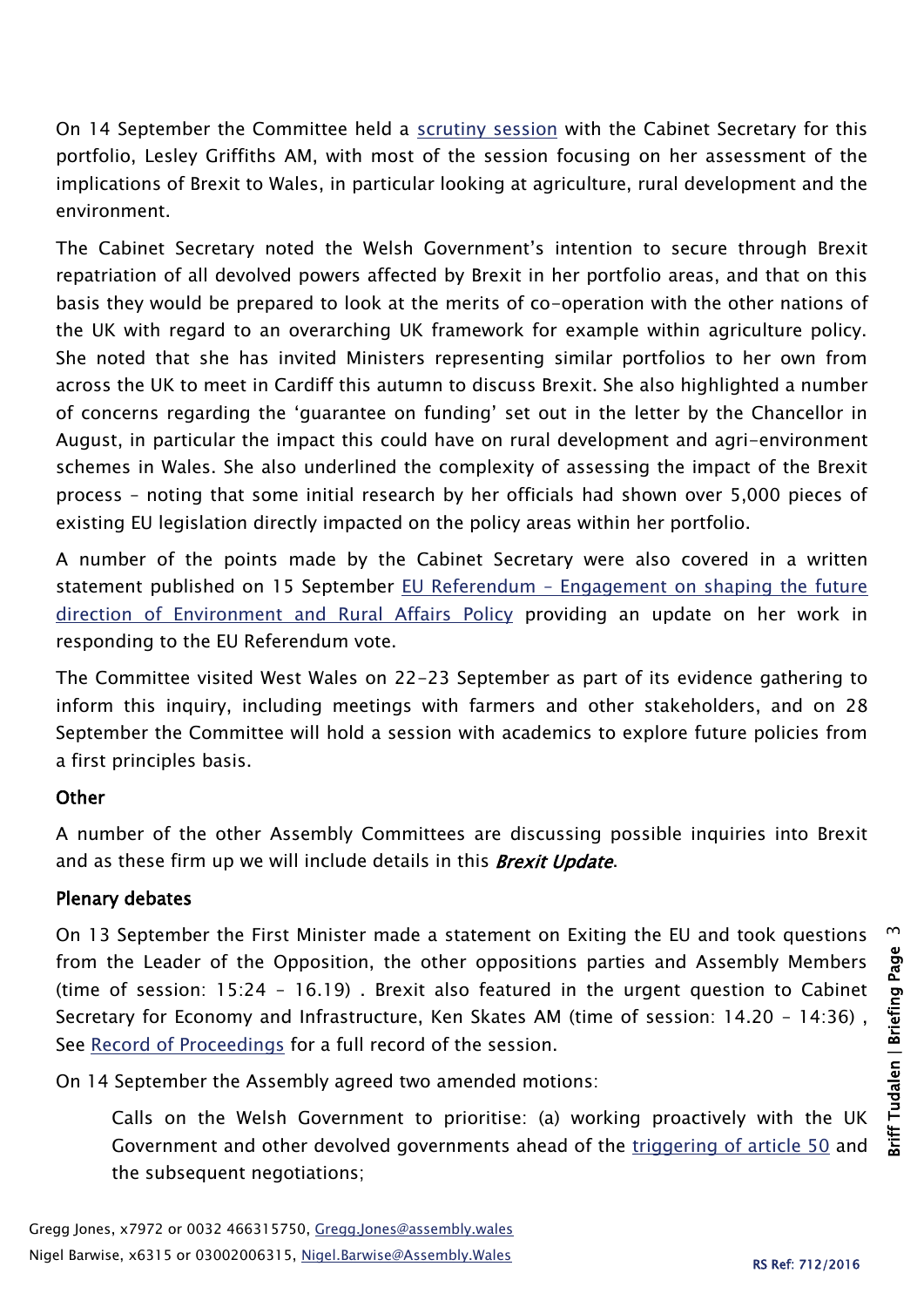On 14 September the Committee held a [scrutiny session]() with the Cabinet Secretary for this portfolio, Lesley Griffiths AM, with most of the session focusing on her assessment of the implications of Brexit to Wales, in particular looking at agriculture, rural development and the environment.

The Cabinet Secretary noted the Welsh Government's intention to secure through Brexit repatriation of all devolved powers affected by Brexit in her portfolio areas, and that on this basis they would be prepared to look at the merits of co-operation with the other nations of the UK with regard to an overarching UK framework for example within agriculture policy. She noted that she has invited Ministers representing similar portfolios to her own from across the UK to meet in Cardiff this autumn to discuss Brexit. She also highlighted a number of concerns regarding the 'guarantee on funding' set out in the letter by the Chancellor in August, in particular the impact this could have on rural development and agri-environment schemes in Wales. She also underlined the complexity of assessing the impact of the Brexit process – noting that some initial research by her officials had shown over 5,000 pieces of existing EU legislation directly impacted on the policy areas within her portfolio.

A number of the points made by the Cabinet Secretary were also covered in a written statement published on 15 September [EU Referendum – Engagement on shaping the future direction of Environment and Rural Affairs Policy]() providing an update on her work in responding to the EU Referendum vote.

The Committee visited West Wales on 22-23 September as part of its evidence gathering to inform this inquiry, including meetings with farmers and other stakeholders, and on 28 September the Committee will hold a session with academics to explore future policies from a first principles basis.

### Other

A number of the other Assembly Committees are discussing possible inquiries into Brexit and as these firm up we will include details in this ***Brexit Update***.

### Plenary debates

On 13 September the First Minister made a statement on Exiting the EU and took questions from the Leader of the Opposition, the other oppositions parties and Assembly Members (time of session: 15:24 – 16.19) . Brexit also featured in the urgent question to Cabinet Secretary for Economy and Infrastructure, Ken Skates AM (time of session: 14.20 – 14:36) , See [Record of Proceedings]() for a full record of the session.

On 14 September the Assembly agreed two amended motions:

> Calls on the Welsh Government to prioritise: (a) working proactively with the UK Government and other devolved governments ahead of the [triggering of article 50]() and the subsequent negotiations;

Gregg Jones, x7972 or 0032 466315750, Gregg.Jones@assembly.wales
Nigel Barwise, x6315 or 03002006315, Nigel.Barwise@Assembly.Wales

RS Ref: 712/2016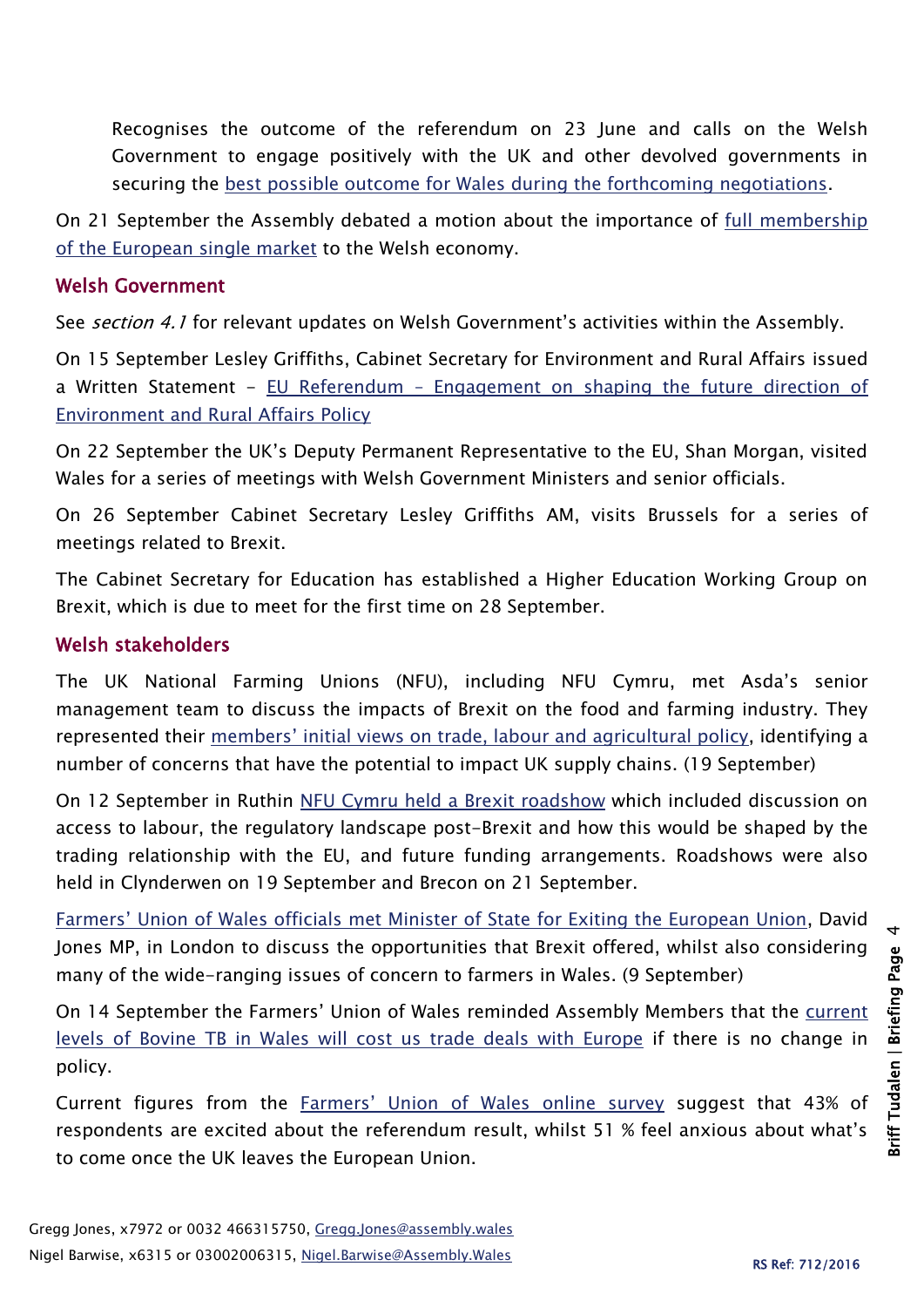Recognises the outcome of the referendum on 23 June and calls on the Welsh Government to engage positively with the UK and other devolved governments in securing the best possible outcome for Wales during the forthcoming negotiations.

On 21 September the Assembly debated a motion about the importance of full membership of the European single market to the Welsh economy.

## Welsh Government

See *section 4.1* for relevant updates on Welsh Government's activities within the Assembly.

On 15 September Lesley Griffiths, Cabinet Secretary for Environment and Rural Affairs issued a Written Statement – EU Referendum – Engagement on shaping the future direction of Environment and Rural Affairs Policy

On 22 September the UK's Deputy Permanent Representative to the EU, Shan Morgan, visited Wales for a series of meetings with Welsh Government Ministers and senior officials.

On 26 September Cabinet Secretary Lesley Griffiths AM, visits Brussels for a series of meetings related to Brexit.

The Cabinet Secretary for Education has established a Higher Education Working Group on Brexit, which is due to meet for the first time on 28 September.

## Welsh stakeholders

The UK National Farming Unions (NFU), including NFU Cymru, met Asda's senior management team to discuss the impacts of Brexit on the food and farming industry. They represented their members' initial views on trade, labour and agricultural policy, identifying a number of concerns that have the potential to impact UK supply chains. (19 September)

On 12 September in Ruthin NFU Cymru held a Brexit roadshow which included discussion on access to labour, the regulatory landscape post-Brexit and how this would be shaped by the trading relationship with the EU, and future funding arrangements. Roadshows were also held in Clynderwen on 19 September and Brecon on 21 September.

Farmers' Union of Wales officials met Minister of State for Exiting the European Union, David Jones MP, in London to discuss the opportunities that Brexit offered, whilst also considering many of the wide-ranging issues of concern to farmers in Wales. (9 September)

On 14 September the Farmers' Union of Wales reminded Assembly Members that the current levels of Bovine TB in Wales will cost us trade deals with Europe if there is no change in policy.

Current figures from the Farmers' Union of Wales online survey suggest that 43% of respondents are excited about the referendum result, whilst 51 % feel anxious about what's to come once the UK leaves the European Union.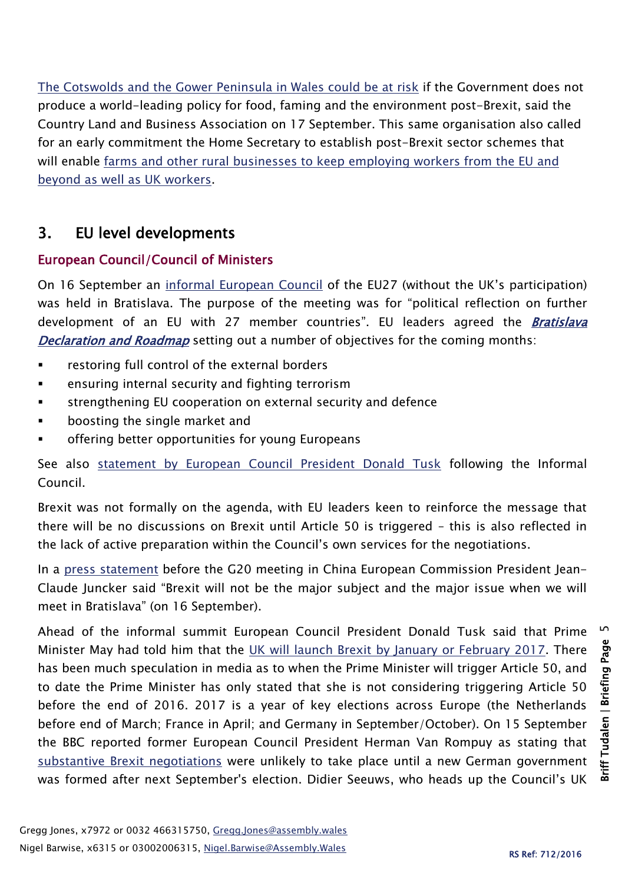The Cotswolds and the Gower Peninsula in Wales could be at risk if the Government does not produce a world-leading policy for food, faming and the environment post-Brexit, said the Country Land and Business Association on 17 September. This same organisation also called for an early commitment the Home Secretary to establish post-Brexit sector schemes that will enable farms and other rural businesses to keep employing workers from the EU and beyond as well as UK workers.

## 3. EU level developments

### European Council/Council of Ministers

On 16 September an informal European Council of the EU27 (without the UK's participation) was held in Bratislava. The purpose of the meeting was for "political reflection on further development of an EU with 27 member countries". EU leaders agreed the ***Bratislava Declaration and Roadmap*** setting out a number of objectives for the coming months:

- restoring full control of the external borders
- ensuring internal security and fighting terrorism
- strengthening EU cooperation on external security and defence
- boosting the single market and
- offering better opportunities for young Europeans

See also statement by European Council President Donald Tusk following the Informal Council.

Brexit was not formally on the agenda, with EU leaders keen to reinforce the message that there will be no discussions on Brexit until Article 50 is triggered – this is also reflected in the lack of active preparation within the Council's own services for the negotiations.

In a press statement before the G20 meeting in China European Commission President Jean-Claude Juncker said "Brexit will not be the major subject and the major issue when we will meet in Bratislava" (on 16 September).

Ahead of the informal summit European Council President Donald Tusk said that Prime Minister May had told him that the UK will launch Brexit by January or February 2017. There has been much speculation in media as to when the Prime Minister will trigger Article 50, and to date the Prime Minister has only stated that she is not considering triggering Article 50 before the end of 2016. 2017 is a year of key elections across Europe (the Netherlands before end of March; France in April; and Germany in September/October). On 15 September the BBC reported former European Council President Herman Van Rompuy as stating that substantive Brexit negotiations were unlikely to take place until a new German government was formed after next September's election. Didier Seeuws, who heads up the Council's UK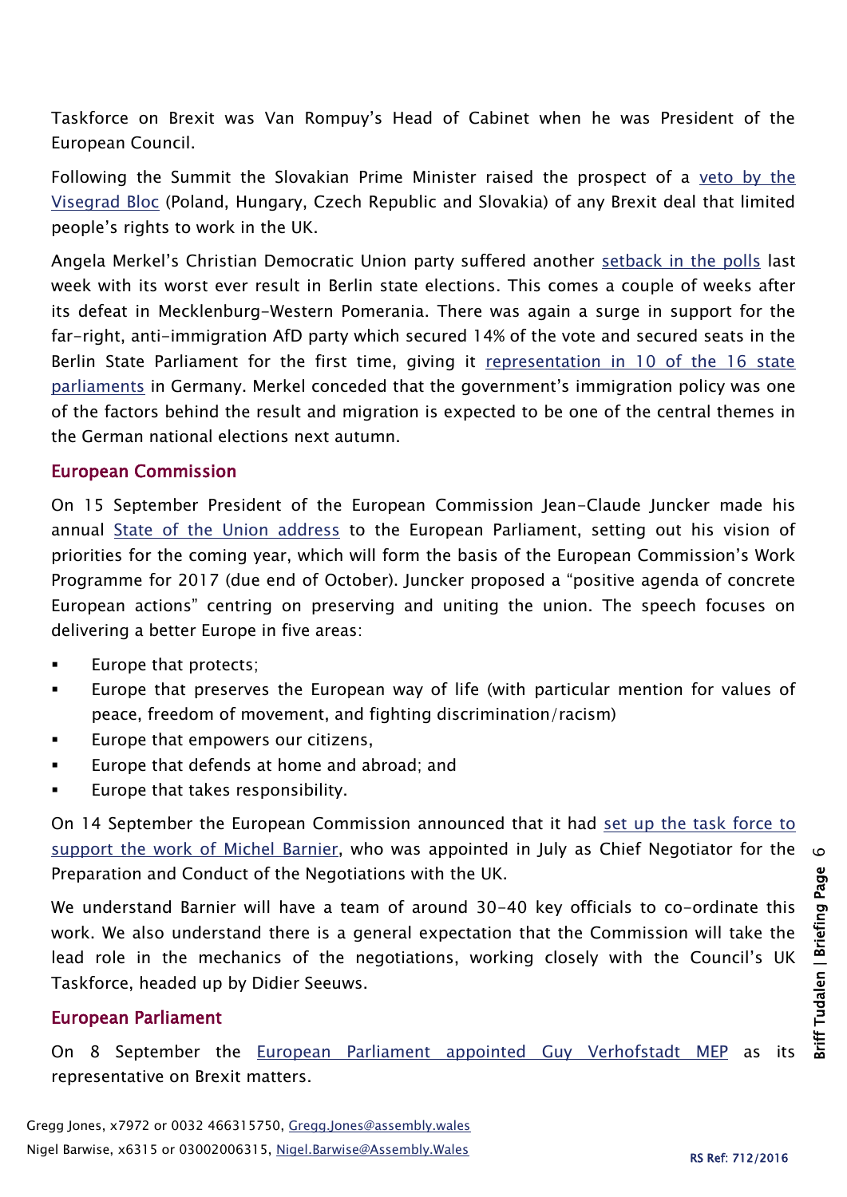Taskforce on Brexit was Van Rompuy's Head of Cabinet when he was President of the European Council.

Following the Summit the Slovakian Prime Minister raised the prospect of a veto by the Visegrad Bloc (Poland, Hungary, Czech Republic and Slovakia) of any Brexit deal that limited people's rights to work in the UK.

Angela Merkel's Christian Democratic Union party suffered another setback in the polls last week with its worst ever result in Berlin state elections. This comes a couple of weeks after its defeat in Mecklenburg-Western Pomerania. There was again a surge in support for the far-right, anti-immigration AfD party which secured 14% of the vote and secured seats in the Berlin State Parliament for the first time, giving it representation in 10 of the 16 state parliaments in Germany. Merkel conceded that the government's immigration policy was one of the factors behind the result and migration is expected to be one of the central themes in the German national elections next autumn.

## European Commission

On 15 September President of the European Commission Jean-Claude Juncker made his annual State of the Union address to the European Parliament, setting out his vision of priorities for the coming year, which will form the basis of the European Commission's Work Programme for 2017 (due end of October). Juncker proposed a "positive agenda of concrete European actions" centring on preserving and uniting the union. The speech focuses on delivering a better Europe in five areas:

- Europe that protects;
- Europe that preserves the European way of life (with particular mention for values of peace, freedom of movement, and fighting discrimination/racism)
- Europe that empowers our citizens,
- Europe that defends at home and abroad; and
- Europe that takes responsibility.

On 14 September the European Commission announced that it had set up the task force to support the work of Michel Barnier, who was appointed in July as Chief Negotiator for the Preparation and Conduct of the Negotiations with the UK.

We understand Barnier will have a team of around 30-40 key officials to co-ordinate this work. We also understand there is a general expectation that the Commission will take the lead role in the mechanics of the negotiations, working closely with the Council's UK Taskforce, headed up by Didier Seeuws.

## European Parliament

On 8 September the European Parliament appointed Guy Verhofstadt MEP as its representative on Brexit matters.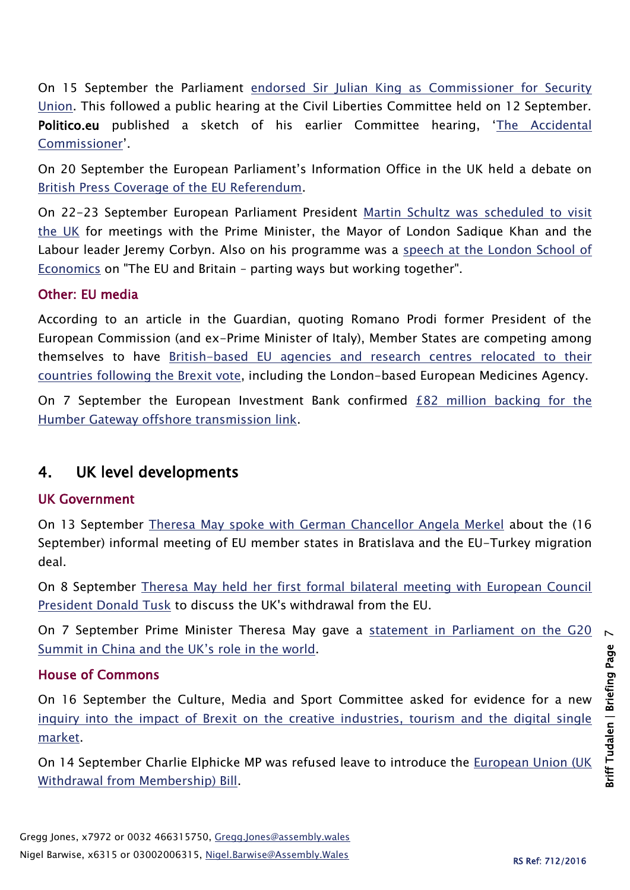On 15 September the Parliament endorsed Sir Julian King as Commissioner for Security Union. This followed a public hearing at the Civil Liberties Committee held on 12 September. **Politico.eu** published a sketch of his earlier Committee hearing, 'The Accidental Commissioner'.

On 20 September the European Parliament's Information Office in the UK held a debate on British Press Coverage of the EU Referendum.

On 22-23 September European Parliament President Martin Schultz was scheduled to visit the UK for meetings with the Prime Minister, the Mayor of London Sadique Khan and the Labour leader Jeremy Corbyn. Also on his programme was a speech at the London School of Economics on "The EU and Britain – parting ways but working together".

### Other: EU media

According to an article in the Guardian, quoting Romano Prodi former President of the European Commission (and ex-Prime Minister of Italy), Member States are competing among themselves to have British-based EU agencies and research centres relocated to their countries following the Brexit vote, including the London-based European Medicines Agency.

On 7 September the European Investment Bank confirmed £82 million backing for the Humber Gateway offshore transmission link.

## 4. UK level developments

### UK Government

On 13 September Theresa May spoke with German Chancellor Angela Merkel about the (16 September) informal meeting of EU member states in Bratislava and the EU-Turkey migration deal.

On 8 September Theresa May held her first formal bilateral meeting with European Council President Donald Tusk to discuss the UK's withdrawal from the EU.

On 7 September Prime Minister Theresa May gave a statement in Parliament on the G20 Summit in China and the UK's role in the world.

### House of Commons

On 16 September the Culture, Media and Sport Committee asked for evidence for a new inquiry into the impact of Brexit on the creative industries, tourism and the digital single market.

On 14 September Charlie Elphicke MP was refused leave to introduce the European Union (UK Withdrawal from Membership) Bill.

Gregg Jones, x7972 or 0032 466315750, Gregg.Jones@assembly.wales
Nigel Barwise, x6315 or 03002006315, Nigel.Barwise@Assembly.Wales

RS Ref: 712/2016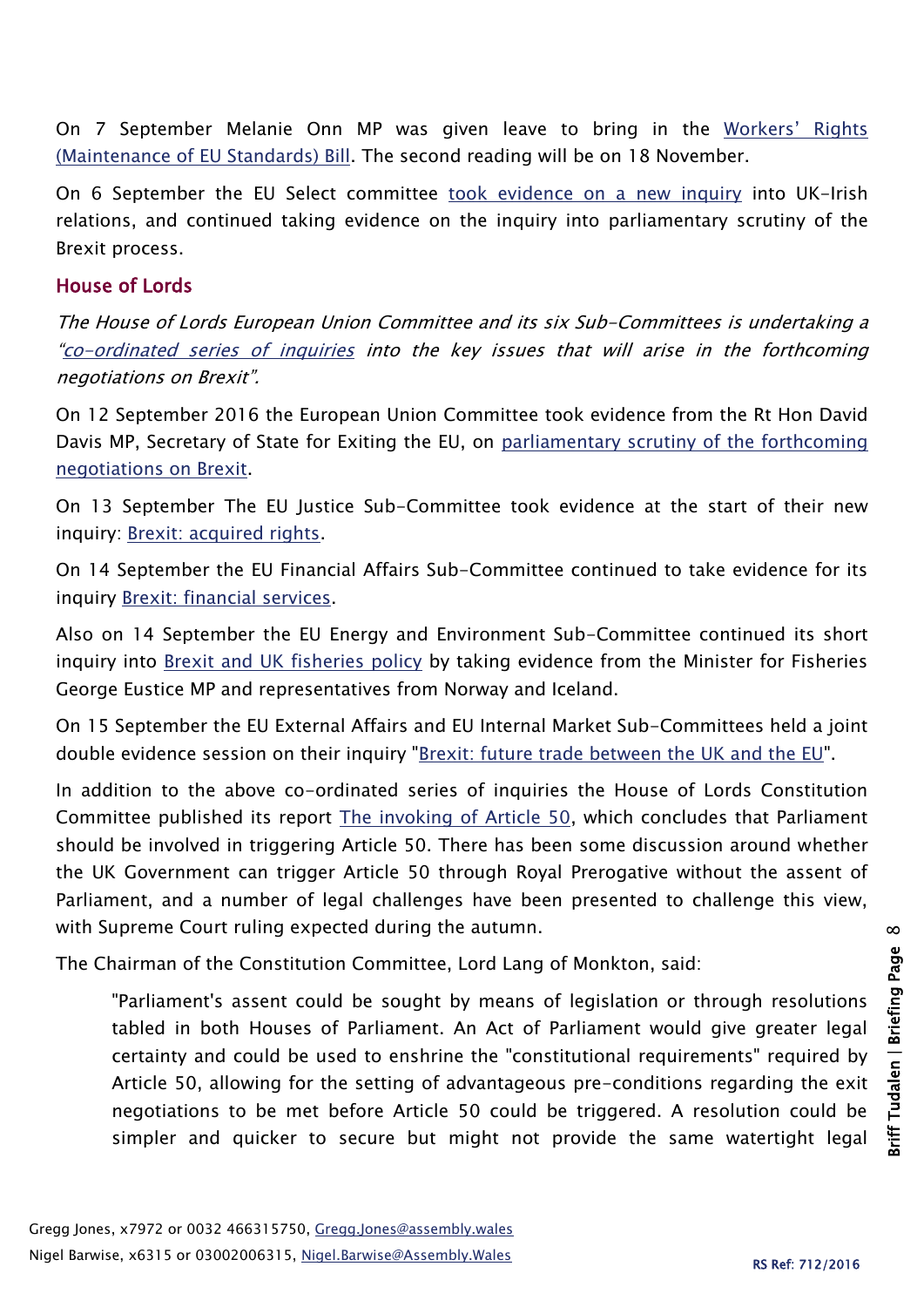On 7 September Melanie Onn MP was given leave to bring in the [Workers' Rights (Maintenance of EU Standards) Bill](). The second reading will be on 18 November.

On 6 September the EU Select committee [took evidence on a new inquiry]() into UK-Irish relations, and continued taking evidence on the inquiry into parliamentary scrutiny of the Brexit process.

## House of Lords

*The House of Lords European Union Committee and its six Sub-Committees is undertaking a "[co-ordinated series of inquiries]() into the key issues that will arise in the forthcoming negotiations on Brexit".*

On 12 September 2016 the European Union Committee took evidence from the Rt Hon David Davis MP, Secretary of State for Exiting the EU, on [parliamentary scrutiny of the forthcoming negotiations on Brexit]().

On 13 September The EU Justice Sub-Committee took evidence at the start of their new inquiry: [Brexit: acquired rights]().

On 14 September the EU Financial Affairs Sub-Committee continued to take evidence for its inquiry [Brexit: financial services]().

Also on 14 September the EU Energy and Environment Sub-Committee continued its short inquiry into [Brexit and UK fisheries policy]() by taking evidence from the Minister for Fisheries George Eustice MP and representatives from Norway and Iceland.

On 15 September the EU External Affairs and EU Internal Market Sub-Committees held a joint double evidence session on their inquiry "[Brexit: future trade between the UK and the EU]()".

In addition to the above co-ordinated series of inquiries the House of Lords Constitution Committee published its report [The invoking of Article 50](), which concludes that Parliament should be involved in triggering Article 50. There has been some discussion around whether the UK Government can trigger Article 50 through Royal Prerogative without the assent of Parliament, and a number of legal challenges have been presented to challenge this view, with Supreme Court ruling expected during the autumn.

The Chairman of the Constitution Committee, Lord Lang of Monkton, said:

> "Parliament's assent could be sought by means of legislation or through resolutions tabled in both Houses of Parliament. An Act of Parliament would give greater legal certainty and could be used to enshrine the "constitutional requirements" required by Article 50, allowing for the setting of advantageous pre-conditions regarding the exit negotiations to be met before Article 50 could be triggered. A resolution could be simpler and quicker to secure but might not provide the same watertight legal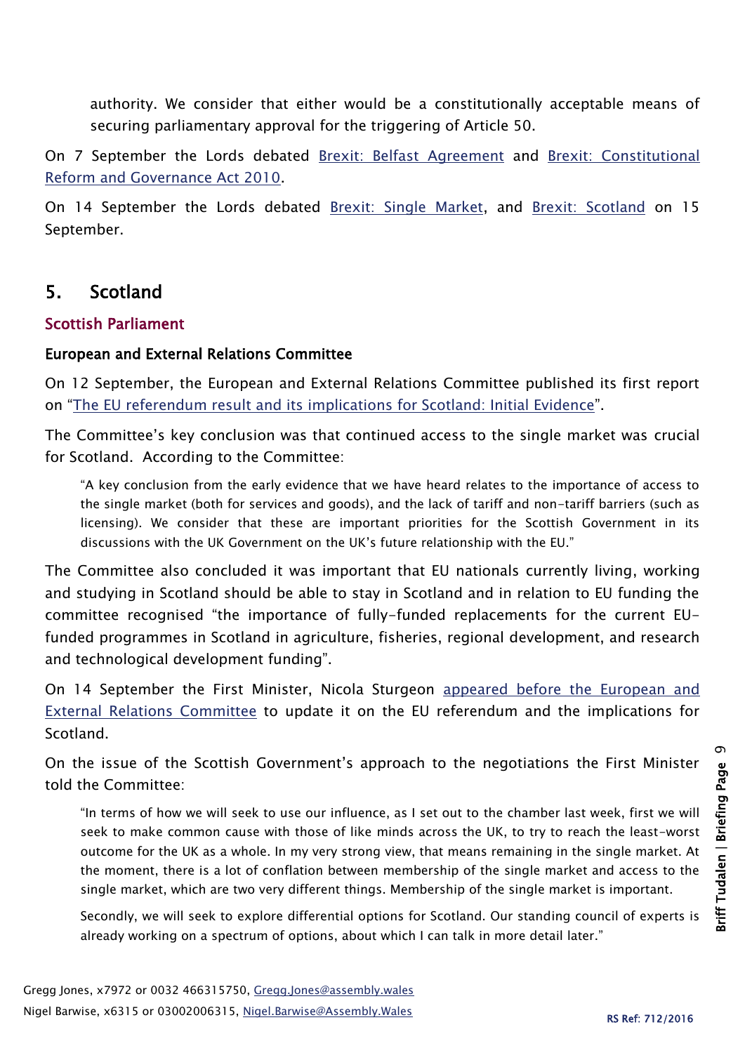> authority. We consider that either would be a constitutionally acceptable means of securing parliamentary approval for the triggering of Article 50.

On 7 September the Lords debated Brexit: Belfast Agreement and Brexit: Constitutional Reform and Governance Act 2010.

On 14 September the Lords debated Brexit: Single Market, and Brexit: Scotland on 15 September.

## 5. Scotland

### Scottish Parliament

#### European and External Relations Committee

On 12 September, the European and External Relations Committee published its first report on "The EU referendum result and its implications for Scotland: Initial Evidence".

The Committee's key conclusion was that continued access to the single market was crucial for Scotland. According to the Committee:

> "A key conclusion from the early evidence that we have heard relates to the importance of access to the single market (both for services and goods), and the lack of tariff and non-tariff barriers (such as licensing). We consider that these are important priorities for the Scottish Government in its discussions with the UK Government on the UK's future relationship with the EU."

The Committee also concluded it was important that EU nationals currently living, working and studying in Scotland should be able to stay in Scotland and in relation to EU funding the committee recognised "the importance of fully-funded replacements for the current EU-funded programmes in Scotland in agriculture, fisheries, regional development, and research and technological development funding".

On 14 September the First Minister, Nicola Sturgeon appeared before the European and External Relations Committee to update it on the EU referendum and the implications for Scotland.

On the issue of the Scottish Government's approach to the negotiations the First Minister told the Committee:

> "In terms of how we will seek to use our influence, as I set out to the chamber last week, first we will seek to make common cause with those of like minds across the UK, to try to reach the least-worst outcome for the UK as a whole. In my very strong view, that means remaining in the single market. At the moment, there is a lot of conflation between membership of the single market and access to the single market, which are two very different things. Membership of the single market is important.
>
> Secondly, we will seek to explore differential options for Scotland. Our standing council of experts is already working on a spectrum of options, about which I can talk in more detail later."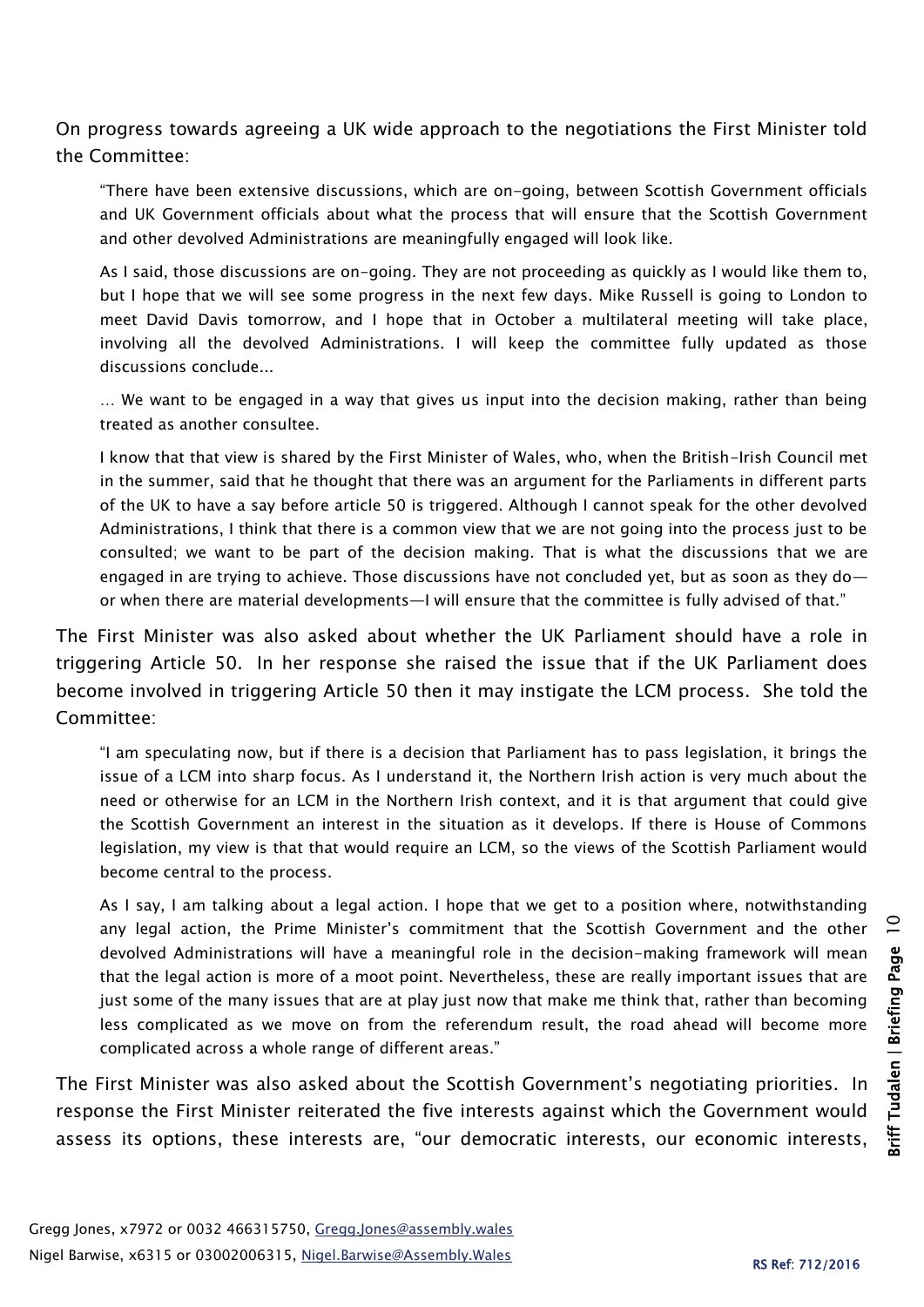On progress towards agreeing a UK wide approach to the negotiations the First Minister told the Committee:

> "There have been extensive discussions, which are on-going, between Scottish Government officials and UK Government officials about what the process that will ensure that the Scottish Government and other devolved Administrations are meaningfully engaged will look like.
>
> As I said, those discussions are on-going. They are not proceeding as quickly as I would like them to, but I hope that we will see some progress in the next few days. Mike Russell is going to London to meet David Davis tomorrow, and I hope that in October a multilateral meeting will take place, involving all the devolved Administrations. I will keep the committee fully updated as those discussions conclude...
>
> … We want to be engaged in a way that gives us input into the decision making, rather than being treated as another consultee.
>
> I know that that view is shared by the First Minister of Wales, who, when the British-Irish Council met in the summer, said that he thought that there was an argument for the Parliaments in different parts of the UK to have a say before article 50 is triggered. Although I cannot speak for the other devolved Administrations, I think that there is a common view that we are not going into the process just to be consulted; we want to be part of the decision making. That is what the discussions that we are engaged in are trying to achieve. Those discussions have not concluded yet, but as soon as they do—or when there are material developments—I will ensure that the committee is fully advised of that."

The First Minister was also asked about whether the UK Parliament should have a role in triggering Article 50. In her response she raised the issue that if the UK Parliament does become involved in triggering Article 50 then it may instigate the LCM process. She told the Committee:

> "I am speculating now, but if there is a decision that Parliament has to pass legislation, it brings the issue of a LCM into sharp focus. As I understand it, the Northern Irish action is very much about the need or otherwise for an LCM in the Northern Irish context, and it is that argument that could give the Scottish Government an interest in the situation as it develops. If there is House of Commons legislation, my view is that that would require an LCM, so the views of the Scottish Parliament would become central to the process.
>
> As I say, I am talking about a legal action. I hope that we get to a position where, notwithstanding any legal action, the Prime Minister's commitment that the Scottish Government and the other devolved Administrations will have a meaningful role in the decision-making framework will mean that the legal action is more of a moot point. Nevertheless, these are really important issues that are just some of the many issues that are at play just now that make me think that, rather than becoming less complicated as we move on from the referendum result, the road ahead will become more complicated across a whole range of different areas."

The First Minister was also asked about the Scottish Government's negotiating priorities. In response the First Minister reiterated the five interests against which the Government would assess its options, these interests are, "our democratic interests, our economic interests,

Gregg Jones, x7972 or 0032 466315750, Gregg.Jones@assembly.wales
Nigel Barwise, x6315 or 03002006315, Nigel.Barwise@Assembly.Wales

RS Ref: 712/2016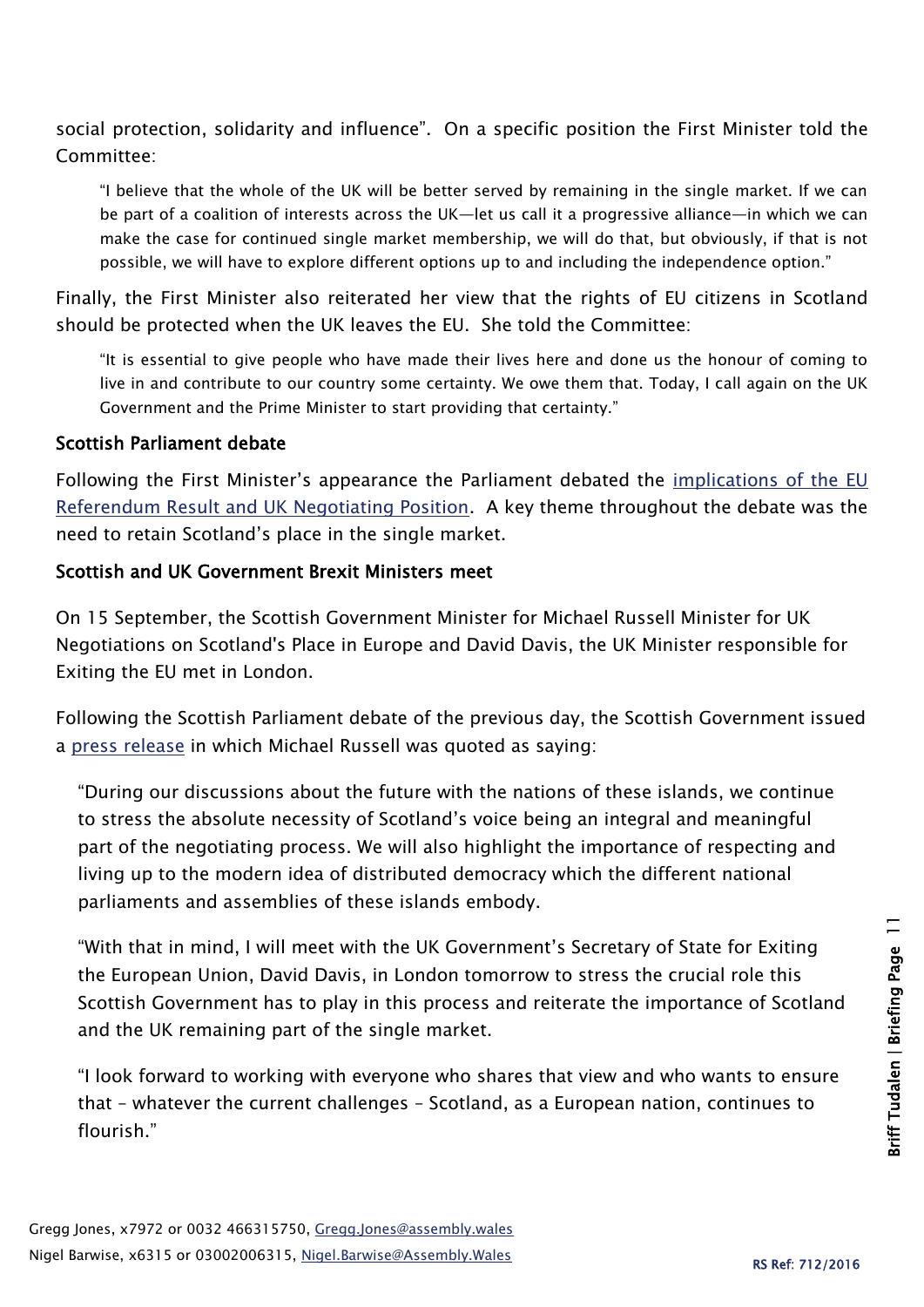social protection, solidarity and influence". On a specific position the First Minister told the Committee:

> "I believe that the whole of the UK will be better served by remaining in the single market. If we can be part of a coalition of interests across the UK—let us call it a progressive alliance—in which we can make the case for continued single market membership, we will do that, but obviously, if that is not possible, we will have to explore different options up to and including the independence option."

Finally, the First Minister also reiterated her view that the rights of EU citizens in Scotland should be protected when the UK leaves the EU. She told the Committee:

> "It is essential to give people who have made their lives here and done us the honour of coming to live in and contribute to our country some certainty. We owe them that. Today, I call again on the UK Government and the Prime Minister to start providing that certainty."

### Scottish Parliament debate

Following the First Minister's appearance the Parliament debated the implications of the EU Referendum Result and UK Negotiating Position. A key theme throughout the debate was the need to retain Scotland's place in the single market.

### Scottish and UK Government Brexit Ministers meet

On 15 September, the Scottish Government Minister for Michael Russell Minister for UK Negotiations on Scotland's Place in Europe and David Davis, the UK Minister responsible for Exiting the EU met in London.

Following the Scottish Parliament debate of the previous day, the Scottish Government issued a press release in which Michael Russell was quoted as saying:

> "During our discussions about the future with the nations of these islands, we continue to stress the absolute necessity of Scotland's voice being an integral and meaningful part of the negotiating process. We will also highlight the importance of respecting and living up to the modern idea of distributed democracy which the different national parliaments and assemblies of these islands embody.
>
> "With that in mind, I will meet with the UK Government's Secretary of State for Exiting the European Union, David Davis, in London tomorrow to stress the crucial role this Scottish Government has to play in this process and reiterate the importance of Scotland and the UK remaining part of the single market.
>
> "I look forward to working with everyone who shares that view and who wants to ensure that – whatever the current challenges – Scotland, as a European nation, continues to flourish."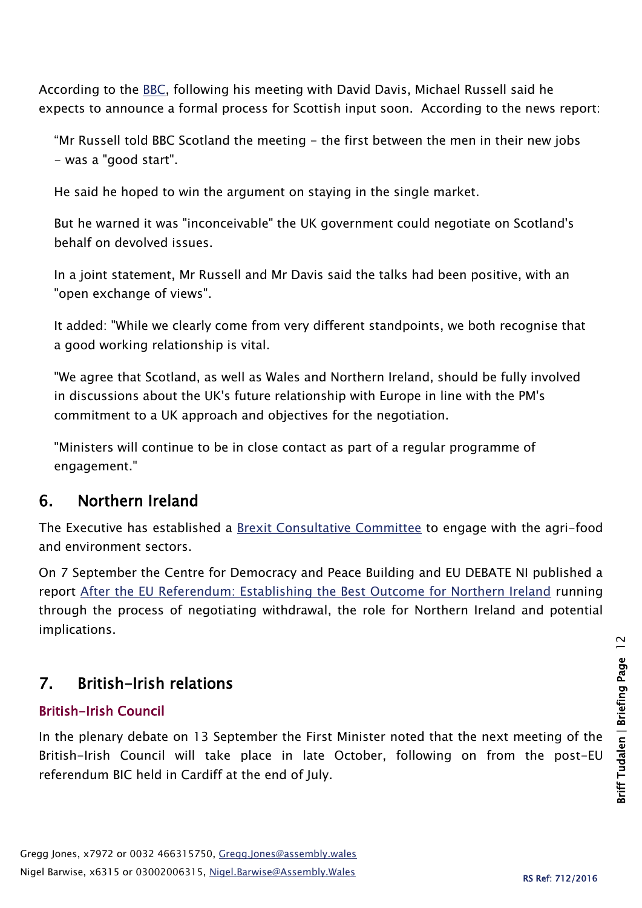According to the [BBC](), following his meeting with David Davis, Michael Russell said he expects to announce a formal process for Scottish input soon. According to the news report:

> "Mr Russell told BBC Scotland the meeting - the first between the men in their new jobs - was a "good start".
>
> He said he hoped to win the argument on staying in the single market.
>
> But he warned it was "inconceivable" the UK government could negotiate on Scotland's behalf on devolved issues.
>
> In a joint statement, Mr Russell and Mr Davis said the talks had been positive, with an "open exchange of views".
>
> It added: "While we clearly come from very different standpoints, we both recognise that a good working relationship is vital.
>
> "We agree that Scotland, as well as Wales and Northern Ireland, should be fully involved in discussions about the UK's future relationship with Europe in line with the PM's commitment to a UK approach and objectives for the negotiation.
>
> "Ministers will continue to be in close contact as part of a regular programme of engagement."

## 6. Northern Ireland

The Executive has established a Brexit Consultative Committee to engage with the agri-food and environment sectors.

On 7 September the Centre for Democracy and Peace Building and EU DEBATE NI published a report After the EU Referendum: Establishing the Best Outcome for Northern Ireland running through the process of negotiating withdrawal, the role for Northern Ireland and potential implications.

## 7. British-Irish relations

### British-Irish Council

In the plenary debate on 13 September the First Minister noted that the next meeting of the British-Irish Council will take place in late October, following on from the post-EU referendum BIC held in Cardiff at the end of July.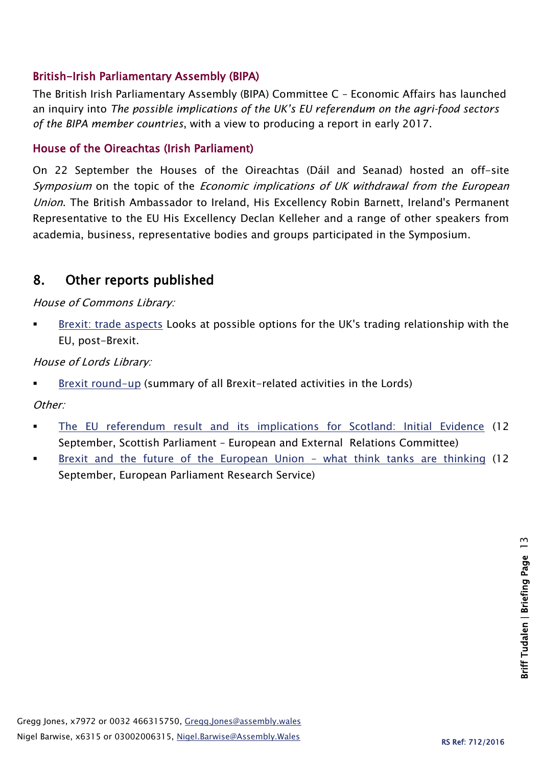### British-Irish Parliamentary Assembly (BIPA)

The British Irish Parliamentary Assembly (BIPA) Committee C – Economic Affairs has launched an inquiry into *The possible implications of the UK's EU referendum on the agri-food sectors of the BIPA member countries*, with a view to producing a report in early 2017.

### House of the Oireachtas (Irish Parliament)

On 22 September the Houses of the Oireachtas (Dáil and Seanad) hosted an off-site *Symposium* on the topic of the *Economic implications of UK withdrawal from the European Union*. The British Ambassador to Ireland, His Excellency Robin Barnett, Ireland's Permanent Representative to the EU His Excellency Declan Kelleher and a range of other speakers from academia, business, representative bodies and groups participated in the Symposium.

## 8. Other reports published

*House of Commons Library:*

- Brexit: trade aspects Looks at possible options for the UK's trading relationship with the EU, post-Brexit.

*House of Lords Library:*

- Brexit round-up (summary of all Brexit-related activities in the Lords)

*Other:*

- The EU referendum result and its implications for Scotland: Initial Evidence (12 September, Scottish Parliament – European and External Relations Committee)
- Brexit and the future of the European Union – what think tanks are thinking (12 September, European Parliament Research Service)

Gregg Jones, x7972 or 0032 466315750, Gregg.Jones@assembly.wales
Nigel Barwise, x6315 or 03002006315, Nigel.Barwise@Assembly.Wales

RS Ref: 712/2016